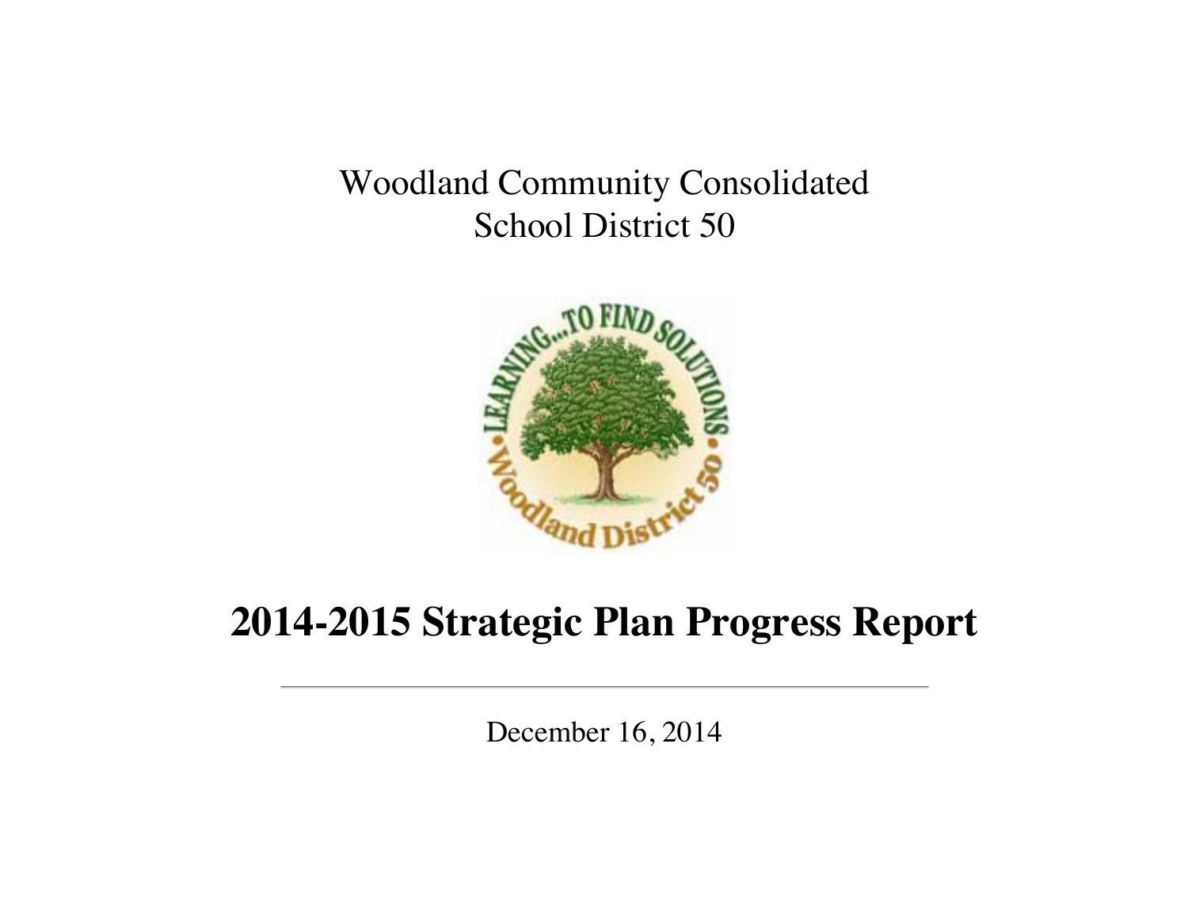Woodland Community Consolidated
School District 50

# 2014-2015 Strategic Plan Progress Report

December 16, 2014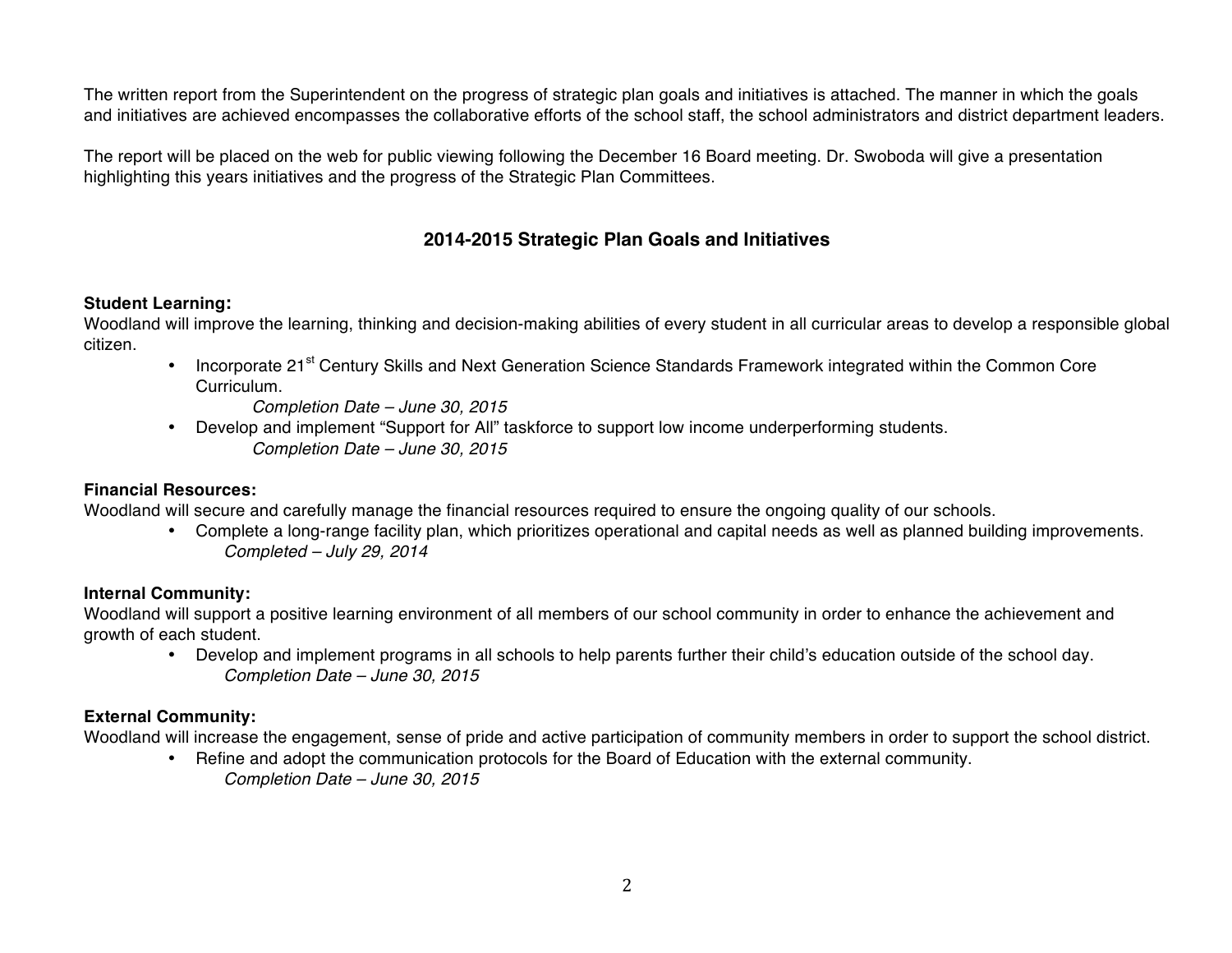The written report from the Superintendent on the progress of strategic plan goals and initiatives is attached. The manner in which the goals and initiatives are achieved encompasses the collaborative efforts of the school staff, the school administrators and district department leaders.

The report will be placed on the web for public viewing following the December 16 Board meeting. Dr. Swoboda will give a presentation highlighting this years initiatives and the progress of the Strategic Plan Committees.

## 2014-2015 Strategic Plan Goals and Initiatives

**Student Learning:**
Woodland will improve the learning, thinking and decision-making abilities of every student in all curricular areas to develop a responsible global citizen.

- Incorporate 21st Century Skills and Next Generation Science Standards Framework integrated within the Common Core Curriculum.
  *Completion Date – June 30, 2015*
- Develop and implement "Support for All" taskforce to support low income underperforming students.
  *Completion Date – June 30, 2015*

**Financial Resources:**
Woodland will secure and carefully manage the financial resources required to ensure the ongoing quality of our schools.

- Complete a long-range facility plan, which prioritizes operational and capital needs as well as planned building improvements.
  *Completed – July 29, 2014*

**Internal Community:**
Woodland will support a positive learning environment of all members of our school community in order to enhance the achievement and growth of each student.

- Develop and implement programs in all schools to help parents further their child's education outside of the school day.
  *Completion Date – June 30, 2015*

**External Community:**
Woodland will increase the engagement, sense of pride and active participation of community members in order to support the school district.

- Refine and adopt the communication protocols for the Board of Education with the external community.
  *Completion Date – June 30, 2015*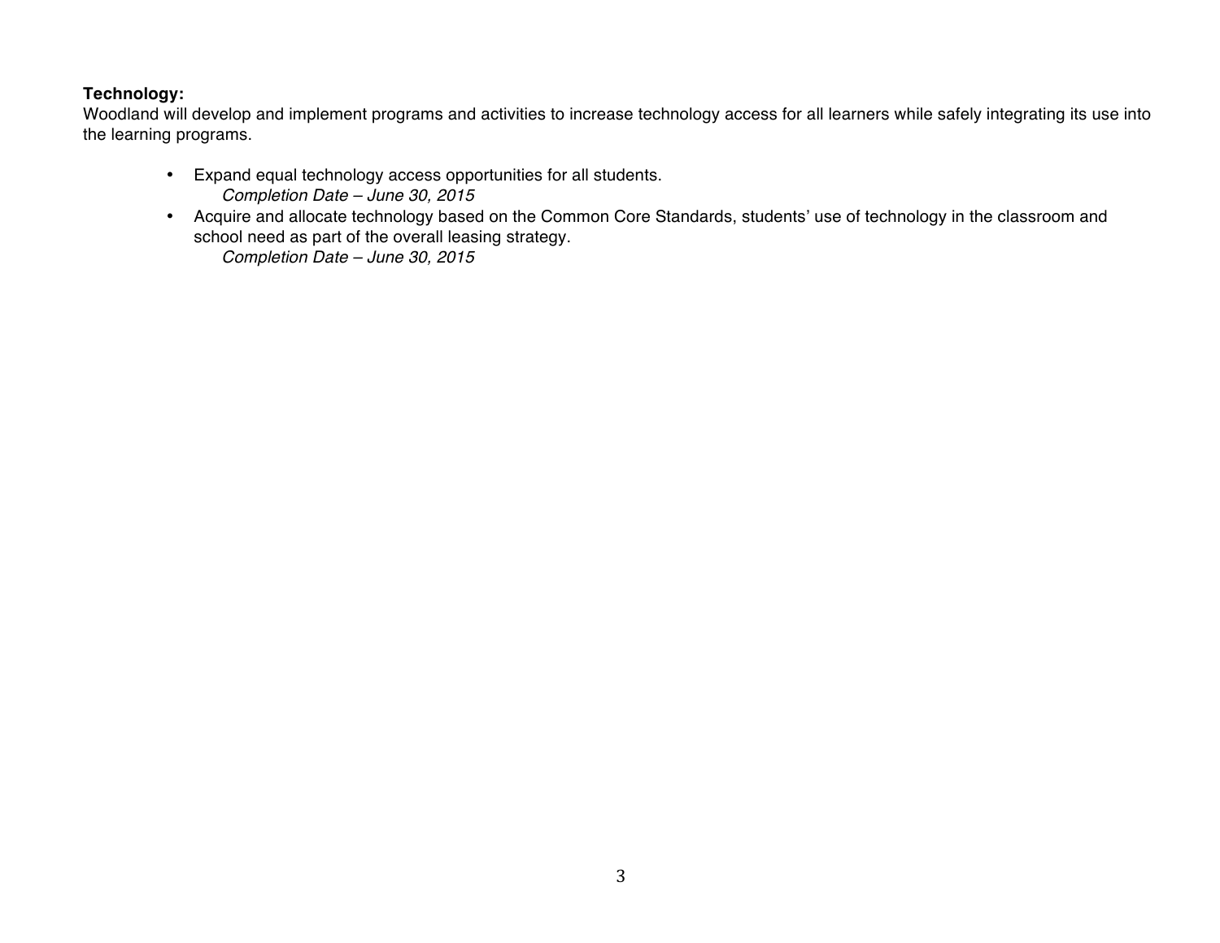**Technology:**
Woodland will develop and implement programs and activities to increase technology access for all learners while safely integrating its use into the learning programs.

- Expand equal technology access opportunities for all students.
  *Completion Date – June 30, 2015*
- Acquire and allocate technology based on the Common Core Standards, students' use of technology in the classroom and school need as part of the overall leasing strategy.
  *Completion Date – June 30, 2015*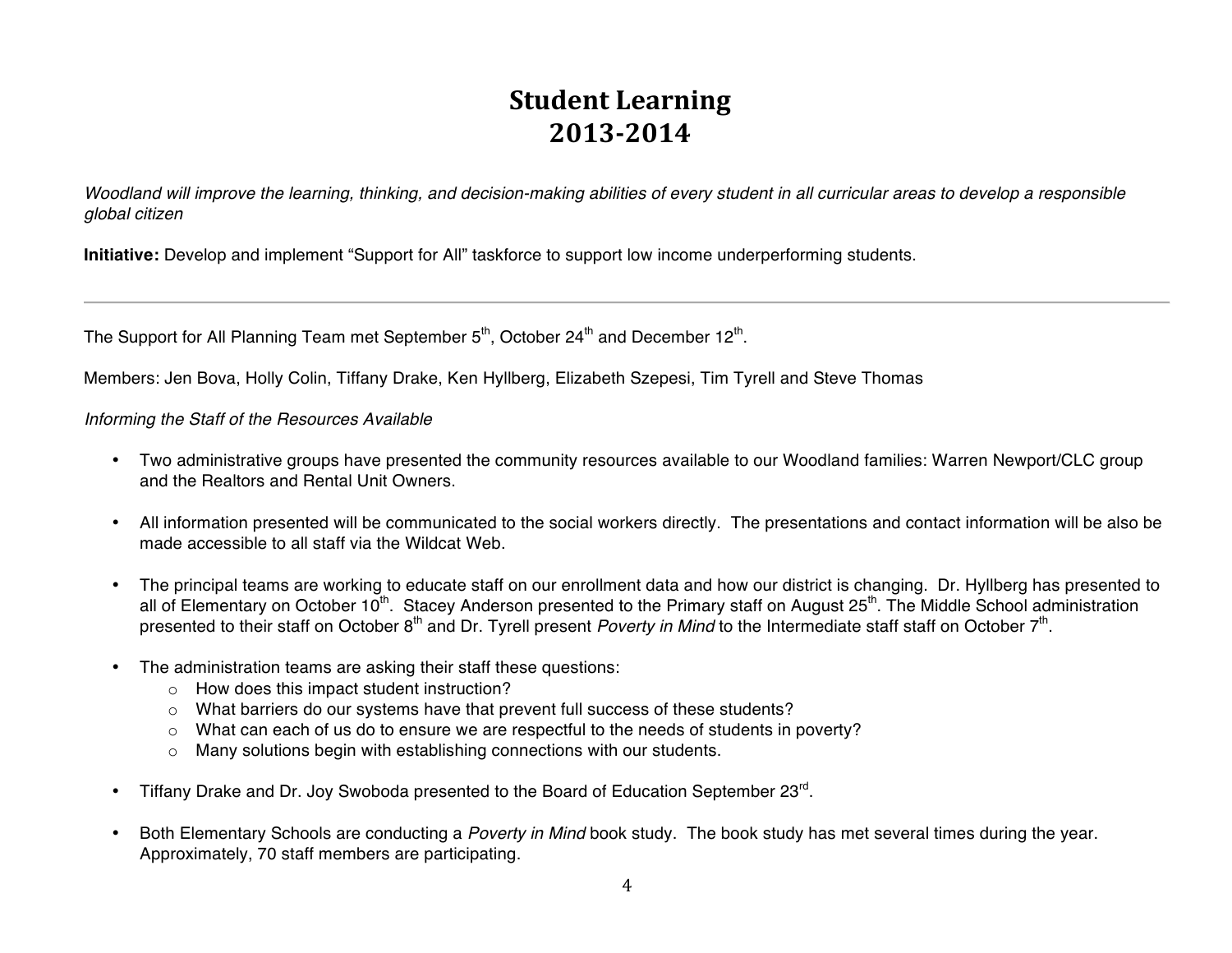# Student Learning
# 2013-2014

*Woodland will improve the learning, thinking, and decision-making abilities of every student in all curricular areas to develop a responsible global citizen*

**Initiative:** Develop and implement "Support for All" taskforce to support low income underperforming students.

---

The Support for All Planning Team met September 5th, October 24th and December 12th.

Members: Jen Bova, Holly Colin, Tiffany Drake, Ken Hyllberg, Elizabeth Szepesi, Tim Tyrell and Steve Thomas

*Informing the Staff of the Resources Available*

- Two administrative groups have presented the community resources available to our Woodland families: Warren Newport/CLC group and the Realtors and Rental Unit Owners.

- All information presented will be communicated to the social workers directly. The presentations and contact information will be also be made accessible to all staff via the Wildcat Web.

- The principal teams are working to educate staff on our enrollment data and how our district is changing. Dr. Hyllberg has presented to all of Elementary on October 10th. Stacey Anderson presented to the Primary staff on August 25th. The Middle School administration presented to their staff on October 8th and Dr. Tyrell present *Poverty in Mind* to the Intermediate staff staff on October 7th.

- The administration teams are asking their staff these questions:
  - How does this impact student instruction?
  - What barriers do our systems have that prevent full success of these students?
  - What can each of us do to ensure we are respectful to the needs of students in poverty?
  - Many solutions begin with establishing connections with our students.

- Tiffany Drake and Dr. Joy Swoboda presented to the Board of Education September 23rd.

- Both Elementary Schools are conducting a *Poverty in Mind* book study. The book study has met several times during the year. Approximately, 70 staff members are participating.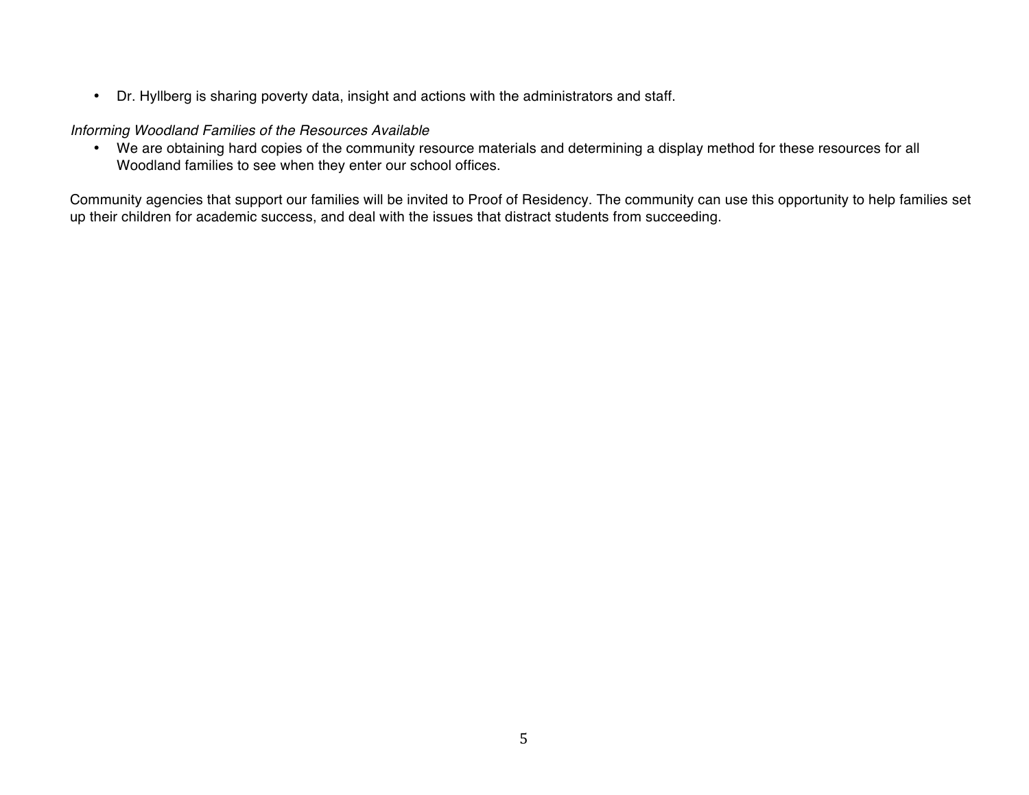- Dr. Hyllberg is sharing poverty data, insight and actions with the administrators and staff.

*Informing Woodland Families of the Resources Available*

- We are obtaining hard copies of the community resource materials and determining a display method for these resources for all Woodland families to see when they enter our school offices.

Community agencies that support our families will be invited to Proof of Residency. The community can use this opportunity to help families set up their children for academic success, and deal with the issues that distract students from succeeding.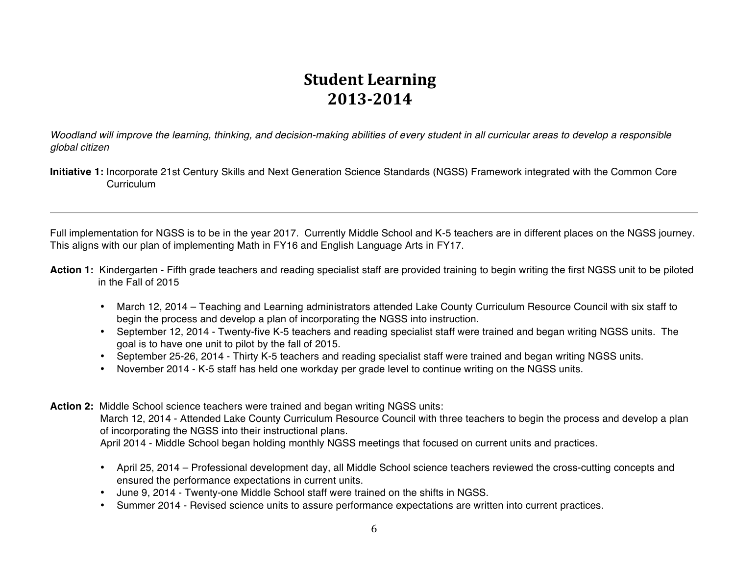# Student Learning
# 2013-2014

*Woodland will improve the learning, thinking, and decision-making abilities of every student in all curricular areas to develop a responsible global citizen*

**Initiative 1:** Incorporate 21st Century Skills and Next Generation Science Standards (NGSS) Framework integrated with the Common Core Curriculum

---

Full implementation for NGSS is to be in the year 2017. Currently Middle School and K-5 teachers are in different places on the NGSS journey. This aligns with our plan of implementing Math in FY16 and English Language Arts in FY17.

**Action 1:** Kindergarten - Fifth grade teachers and reading specialist staff are provided training to begin writing the first NGSS unit to be piloted in the Fall of 2015

- March 12, 2014 – Teaching and Learning administrators attended Lake County Curriculum Resource Council with six staff to begin the process and develop a plan of incorporating the NGSS into instruction.
- September 12, 2014 - Twenty-five K-5 teachers and reading specialist staff were trained and began writing NGSS units. The goal is to have one unit to pilot by the fall of 2015.
- September 25-26, 2014 - Thirty K-5 teachers and reading specialist staff were trained and began writing NGSS units.
- November 2014 - K-5 staff has held one workday per grade level to continue writing on the NGSS units.

**Action 2:** Middle School science teachers were trained and began writing NGSS units:
March 12, 2014 - Attended Lake County Curriculum Resource Council with three teachers to begin the process and develop a plan of incorporating the NGSS into their instructional plans.
April 2014 - Middle School began holding monthly NGSS meetings that focused on current units and practices.

- April 25, 2014 – Professional development day, all Middle School science teachers reviewed the cross-cutting concepts and ensured the performance expectations in current units.
- June 9, 2014 - Twenty-one Middle School staff were trained on the shifts in NGSS.
- Summer 2014 - Revised science units to assure performance expectations are written into current practices.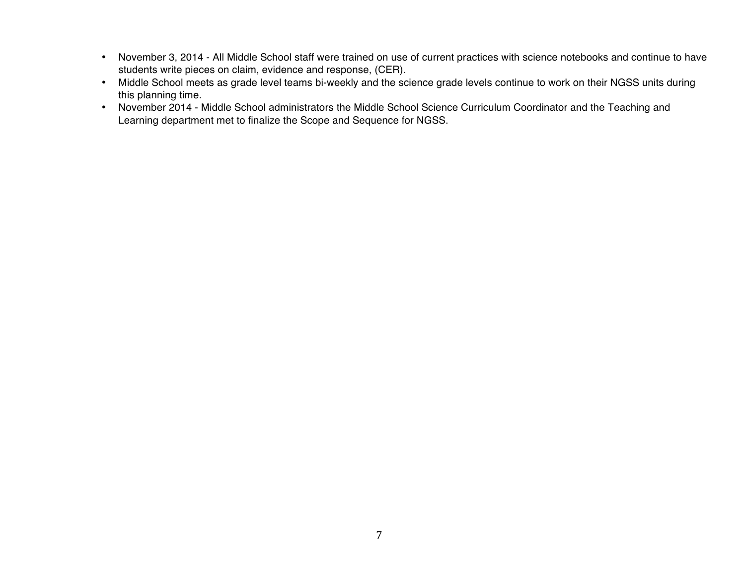- November 3, 2014 - All Middle School staff were trained on use of current practices with science notebooks and continue to have students write pieces on claim, evidence and response, (CER).
- Middle School meets as grade level teams bi-weekly and the science grade levels continue to work on their NGSS units during this planning time.
- November 2014 - Middle School administrators the Middle School Science Curriculum Coordinator and the Teaching and Learning department met to finalize the Scope and Sequence for NGSS.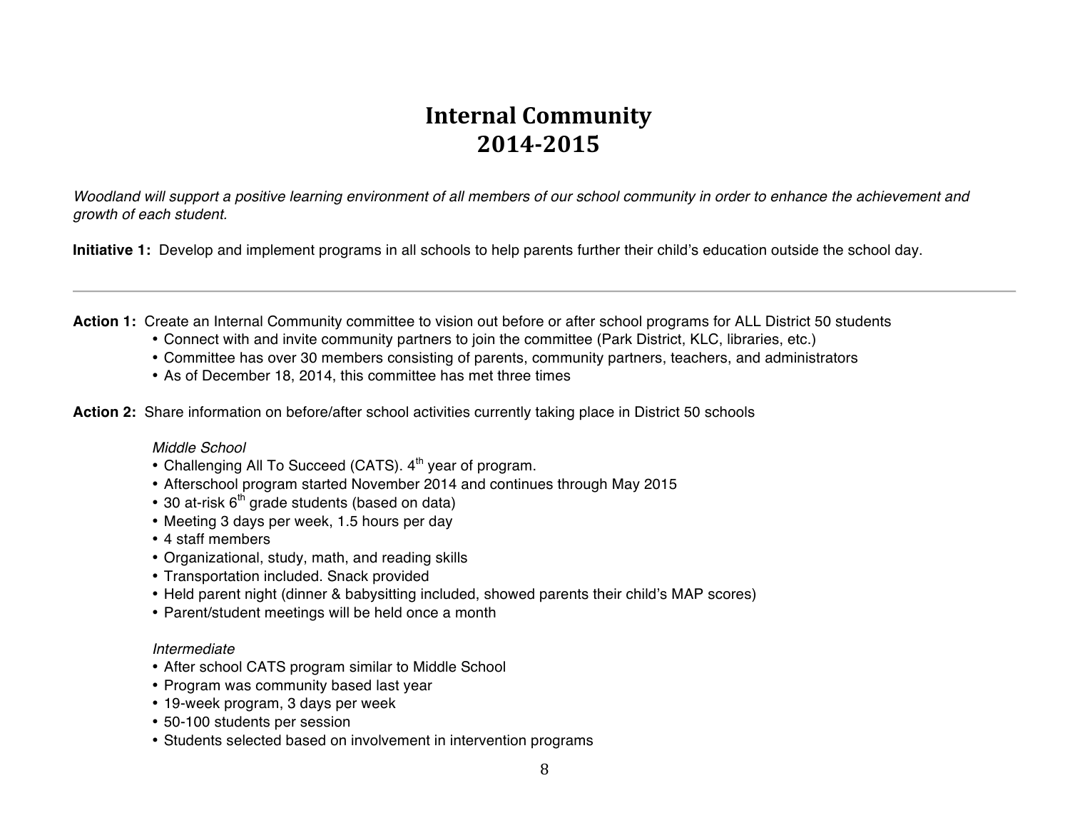# Internal Community
# 2014-2015

*Woodland will support a positive learning environment of all members of our school community in order to enhance the achievement and growth of each student.*

**Initiative 1:** Develop and implement programs in all schools to help parents further their child's education outside the school day.

---

**Action 1:** Create an Internal Community committee to vision out before or after school programs for ALL District 50 students

- Connect with and invite community partners to join the committee (Park District, KLC, libraries, etc.)
- Committee has over 30 members consisting of parents, community partners, teachers, and administrators
- As of December 18, 2014, this committee has met three times

**Action 2:** Share information on before/after school activities currently taking place in District 50 schools

*Middle School*

- Challenging All To Succeed (CATS). 4th year of program.
- Afterschool program started November 2014 and continues through May 2015
- 30 at-risk 6th grade students (based on data)
- Meeting 3 days per week, 1.5 hours per day
- 4 staff members
- Organizational, study, math, and reading skills
- Transportation included. Snack provided
- Held parent night (dinner & babysitting included, showed parents their child's MAP scores)
- Parent/student meetings will be held once a month

*Intermediate*

- After school CATS program similar to Middle School
- Program was community based last year
- 19-week program, 3 days per week
- 50-100 students per session
- Students selected based on involvement in intervention programs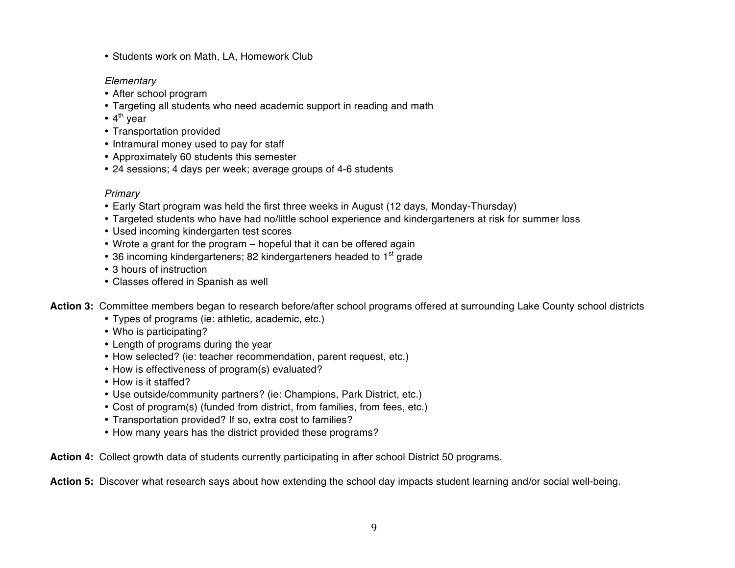- Students work on Math, LA, Homework Club

*Elementary*

- After school program
- Targeting all students who need academic support in reading and math
- 4th year
- Transportation provided
- Intramural money used to pay for staff
- Approximately 60 students this semester
- 24 sessions; 4 days per week; average groups of 4-6 students

*Primary*

- Early Start program was held the first three weeks in August (12 days, Monday-Thursday)
- Targeted students who have had no/little school experience and kindergarteners at risk for summer loss
- Used incoming kindergarten test scores
- Wrote a grant for the program – hopeful that it can be offered again
- 36 incoming kindergarteners; 82 kindergarteners headed to 1st grade
- 3 hours of instruction
- Classes offered in Spanish as well

**Action 3:** Committee members began to research before/after school programs offered at surrounding Lake County school districts

- Types of programs (ie: athletic, academic, etc.)
- Who is participating?
- Length of programs during the year
- How selected? (ie: teacher recommendation, parent request, etc.)
- How is effectiveness of program(s) evaluated?
- How is it staffed?
- Use outside/community partners? (ie: Champions, Park District, etc.)
- Cost of program(s) (funded from district, from families, from fees, etc.)
- Transportation provided? If so, extra cost to families?
- How many years has the district provided these programs?

**Action 4:** Collect growth data of students currently participating in after school District 50 programs.

**Action 5:** Discover what research says about how extending the school day impacts student learning and/or social well-being.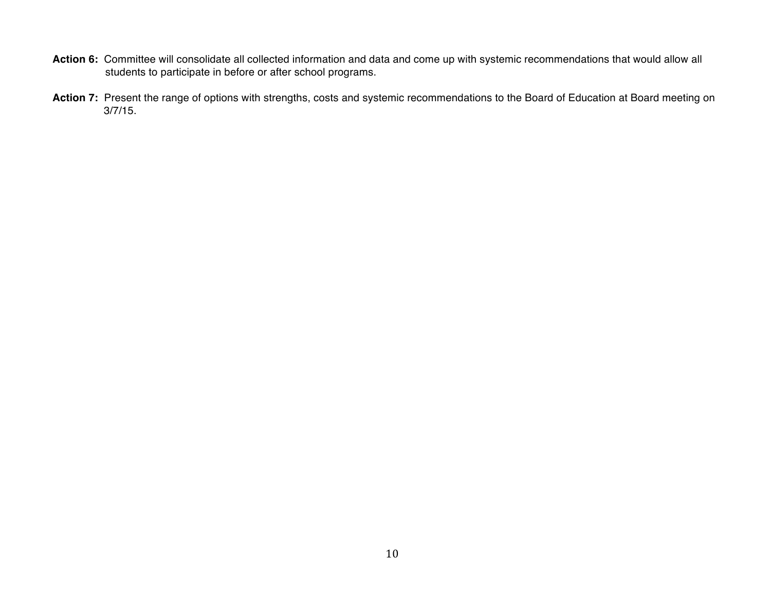**Action 6:** Committee will consolidate all collected information and data and come up with systemic recommendations that would allow all students to participate in before or after school programs.

**Action 7:** Present the range of options with strengths, costs and systemic recommendations to the Board of Education at Board meeting on 3/7/15.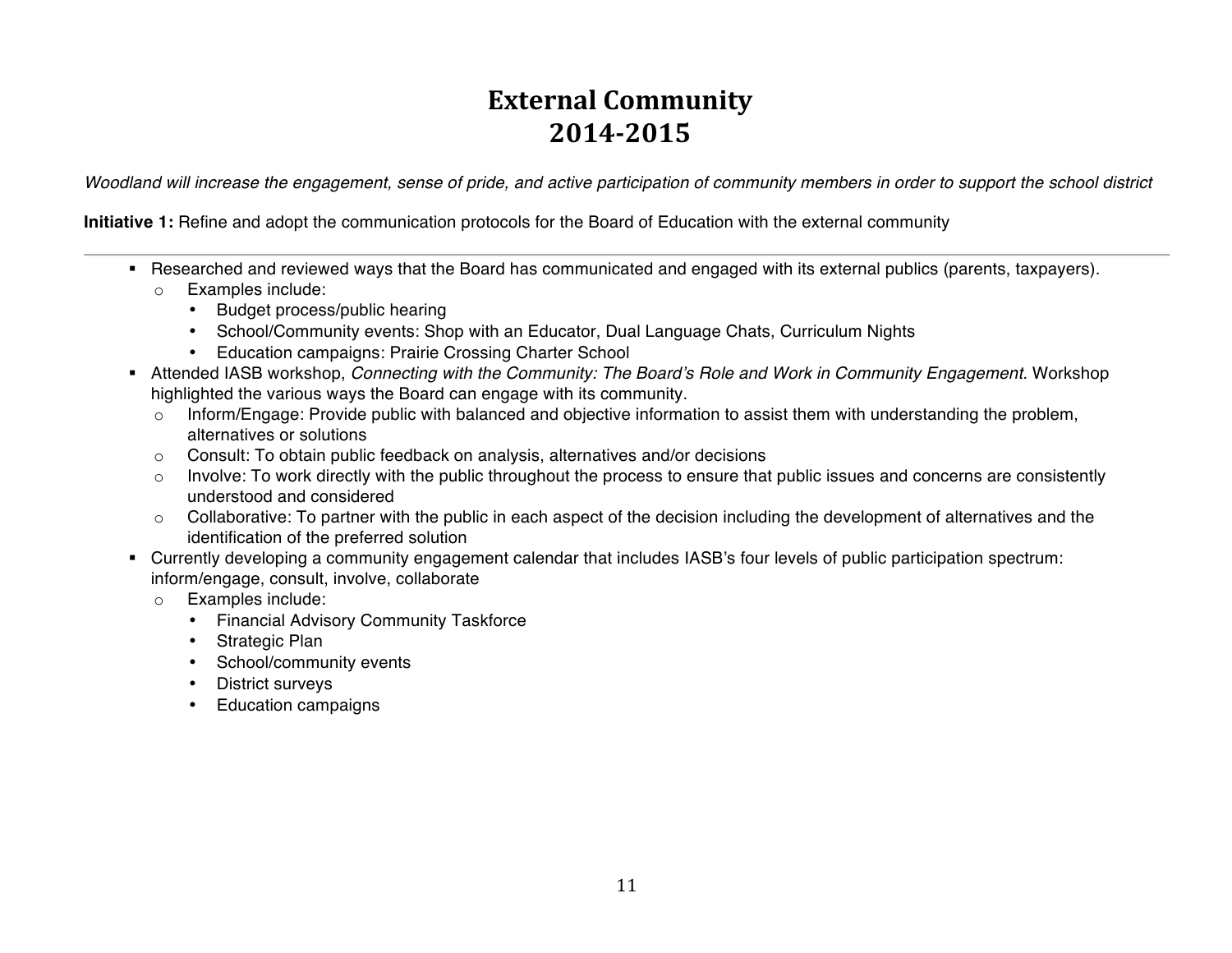# External Community 2014-2015

*Woodland will increase the engagement, sense of pride, and active participation of community members in order to support the school district*

**Initiative 1:** Refine and adopt the communication protocols for the Board of Education with the external community

---

- Researched and reviewed ways that the Board has communicated and engaged with its external publics (parents, taxpayers).
  - Examples include:
    - Budget process/public hearing
    - School/Community events: Shop with an Educator, Dual Language Chats, Curriculum Nights
    - Education campaigns: Prairie Crossing Charter School
- Attended IASB workshop, *Connecting with the Community: The Board's Role and Work in Community Engagement.* Workshop highlighted the various ways the Board can engage with its community.
  - Inform/Engage: Provide public with balanced and objective information to assist them with understanding the problem, alternatives or solutions
  - Consult: To obtain public feedback on analysis, alternatives and/or decisions
  - Involve: To work directly with the public throughout the process to ensure that public issues and concerns are consistently understood and considered
  - Collaborative: To partner with the public in each aspect of the decision including the development of alternatives and the identification of the preferred solution
- Currently developing a community engagement calendar that includes IASB's four levels of public participation spectrum: inform/engage, consult, involve, collaborate
  - Examples include:
    - Financial Advisory Community Taskforce
    - Strategic Plan
    - School/community events
    - District surveys
    - Education campaigns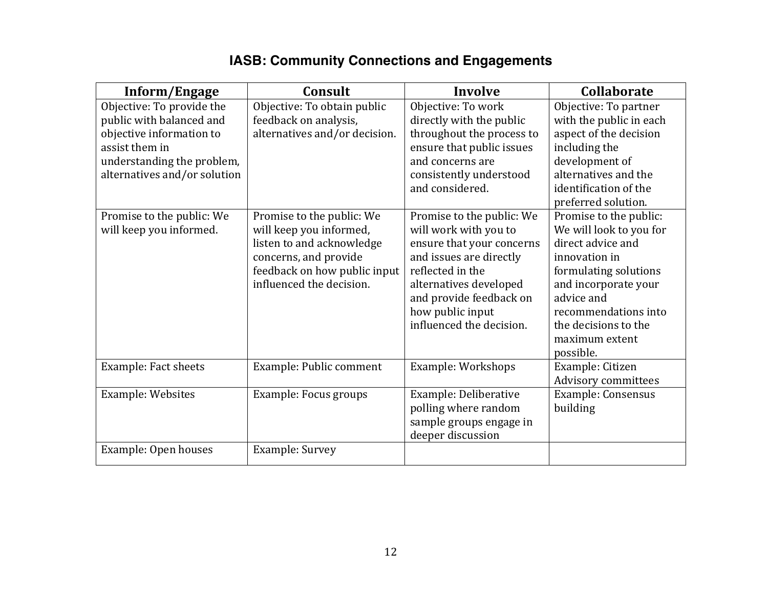# IASB: Community Connections and Engagements

| Inform/Engage | Consult | Involve | Collaborate |
|---|---|---|---|
| Objective: To provide the public with balanced and objective information to assist them in understanding the problem, alternatives and/or solution | Objective: To obtain public feedback on analysis, alternatives and/or decision. | Objective: To work directly with the public throughout the process to ensure that public issues and concerns are consistently understood and considered. | Objective: To partner with the public in each aspect of the decision including the development of alternatives and the identification of the preferred solution. |
| Promise to the public: We will keep you informed. | Promise to the public: We will keep you informed, listen to and acknowledge concerns, and provide feedback on how public input influenced the decision. | Promise to the public: We will work with you to ensure that your concerns and issues are directly reflected in the alternatives developed and provide feedback on how public input influenced the decision. | Promise to the public: We will look to you for direct advice and innovation in formulating solutions and incorporate your advice and recommendations into the decisions to the maximum extent possible. |
| Example: Fact sheets | Example: Public comment | Example: Workshops | Example: Citizen Advisory committees |
| Example: Websites | Example: Focus groups | Example: Deliberative polling where random sample groups engage in deeper discussion | Example: Consensus building |
| Example: Open houses | Example: Survey | | |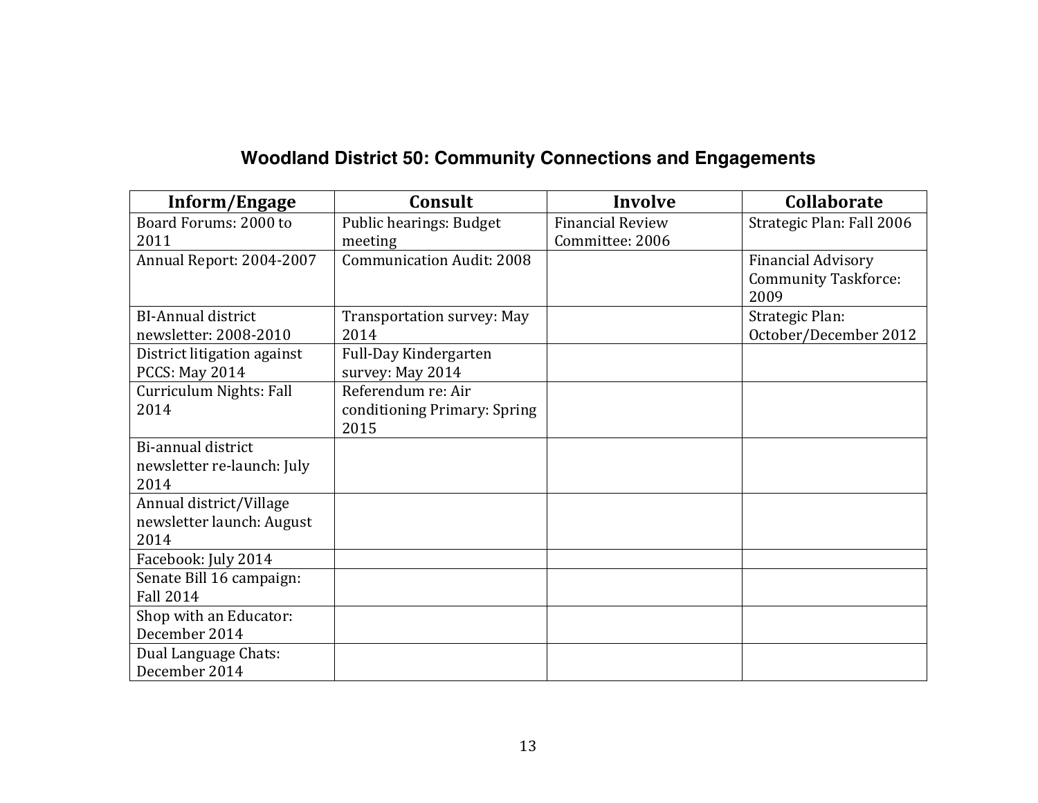# Woodland District 50: Community Connections and Engagements

| Inform/Engage | Consult | Involve | Collaborate |
|---|---|---|---|
| Board Forums: 2000 to 2011 | Public hearings: Budget meeting | Financial Review Committee: 2006 | Strategic Plan: Fall 2006 |
| Annual Report: 2004-2007 | Communication Audit: 2008 | | Financial Advisory Community Taskforce: 2009 |
| BI-Annual district newsletter: 2008-2010 | Transportation survey: May 2014 | | Strategic Plan: October/December 2012 |
| District litigation against PCCS: May 2014 | Full-Day Kindergarten survey: May 2014 | | |
| Curriculum Nights: Fall 2014 | Referendum re: Air conditioning Primary: Spring 2015 | | |
| Bi-annual district newsletter re-launch: July 2014 | | | |
| Annual district/Village newsletter launch: August 2014 | | | |
| Facebook: July 2014 | | | |
| Senate Bill 16 campaign: Fall 2014 | | | |
| Shop with an Educator: December 2014 | | | |
| Dual Language Chats: December 2014 | | | |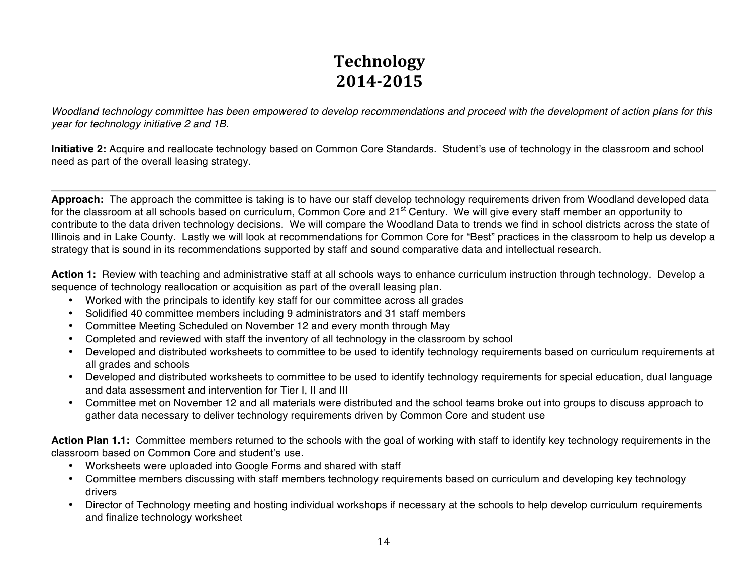# Technology
# 2014-2015

*Woodland technology committee has been empowered to develop recommendations and proceed with the development of action plans for this year for technology initiative 2 and 1B.*

**Initiative 2:** Acquire and reallocate technology based on Common Core Standards. Student's use of technology in the classroom and school need as part of the overall leasing strategy.

---

**Approach:** The approach the committee is taking is to have our staff develop technology requirements driven from Woodland developed data for the classroom at all schools based on curriculum, Common Core and 21st Century. We will give every staff member an opportunity to contribute to the data driven technology decisions. We will compare the Woodland Data to trends we find in school districts across the state of Illinois and in Lake County. Lastly we will look at recommendations for Common Core for "Best" practices in the classroom to help us develop a strategy that is sound in its recommendations supported by staff and sound comparative data and intellectual research.

**Action 1:** Review with teaching and administrative staff at all schools ways to enhance curriculum instruction through technology. Develop a sequence of technology reallocation or acquisition as part of the overall leasing plan.

- Worked with the principals to identify key staff for our committee across all grades
- Solidified 40 committee members including 9 administrators and 31 staff members
- Committee Meeting Scheduled on November 12 and every month through May
- Completed and reviewed with staff the inventory of all technology in the classroom by school
- Developed and distributed worksheets to committee to be used to identify technology requirements based on curriculum requirements at all grades and schools
- Developed and distributed worksheets to committee to be used to identify technology requirements for special education, dual language and data assessment and intervention for Tier I, II and III
- Committee met on November 12 and all materials were distributed and the school teams broke out into groups to discuss approach to gather data necessary to deliver technology requirements driven by Common Core and student use

**Action Plan 1.1:** Committee members returned to the schools with the goal of working with staff to identify key technology requirements in the classroom based on Common Core and student's use.

- Worksheets were uploaded into Google Forms and shared with staff
- Committee members discussing with staff members technology requirements based on curriculum and developing key technology drivers
- Director of Technology meeting and hosting individual workshops if necessary at the schools to help develop curriculum requirements and finalize technology worksheet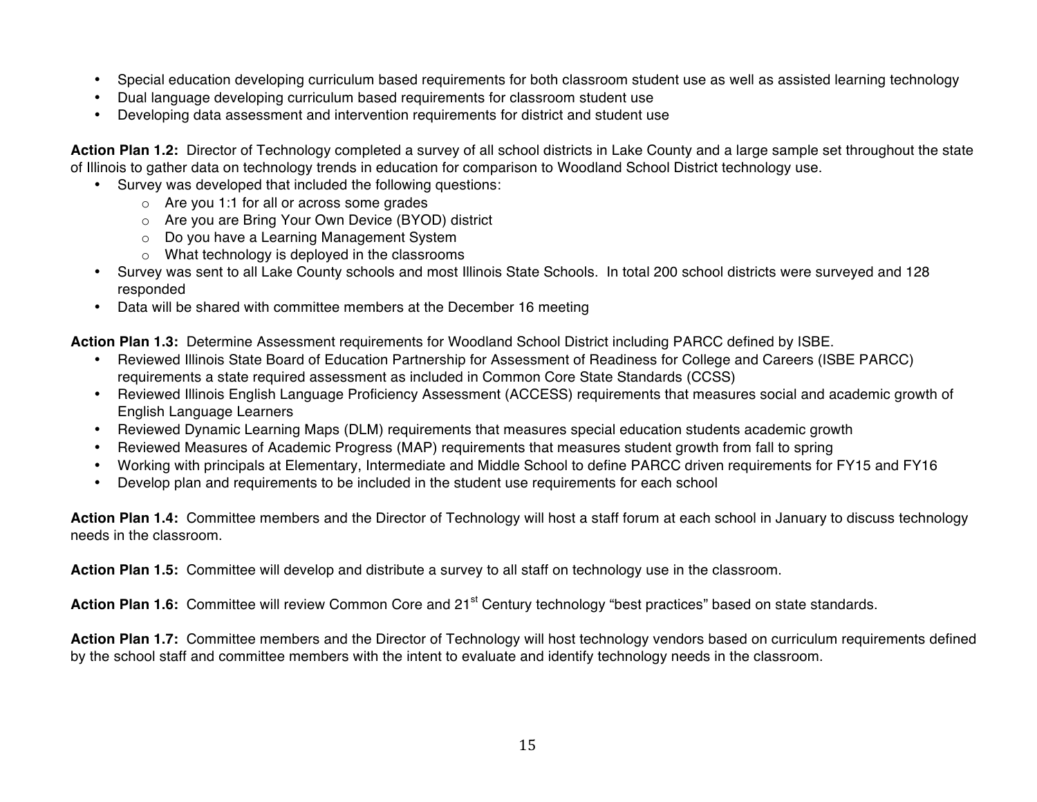- Special education developing curriculum based requirements for both classroom student use as well as assisted learning technology
- Dual language developing curriculum based requirements for classroom student use
- Developing data assessment and intervention requirements for district and student use

**Action Plan 1.2:** Director of Technology completed a survey of all school districts in Lake County and a large sample set throughout the state of Illinois to gather data on technology trends in education for comparison to Woodland School District technology use.

- Survey was developed that included the following questions:
  - Are you 1:1 for all or across some grades
  - Are you are Bring Your Own Device (BYOD) district
  - Do you have a Learning Management System
  - What technology is deployed in the classrooms
- Survey was sent to all Lake County schools and most Illinois State Schools. In total 200 school districts were surveyed and 128 responded
- Data will be shared with committee members at the December 16 meeting

**Action Plan 1.3:** Determine Assessment requirements for Woodland School District including PARCC defined by ISBE.

- Reviewed Illinois State Board of Education Partnership for Assessment of Readiness for College and Careers (ISBE PARCC) requirements a state required assessment as included in Common Core State Standards (CCSS)
- Reviewed Illinois English Language Proficiency Assessment (ACCESS) requirements that measures social and academic growth of English Language Learners
- Reviewed Dynamic Learning Maps (DLM) requirements that measures special education students academic growth
- Reviewed Measures of Academic Progress (MAP) requirements that measures student growth from fall to spring
- Working with principals at Elementary, Intermediate and Middle School to define PARCC driven requirements for FY15 and FY16
- Develop plan and requirements to be included in the student use requirements for each school

**Action Plan 1.4:** Committee members and the Director of Technology will host a staff forum at each school in January to discuss technology needs in the classroom.

**Action Plan 1.5:** Committee will develop and distribute a survey to all staff on technology use in the classroom.

**Action Plan 1.6:** Committee will review Common Core and 21st Century technology "best practices" based on state standards.

**Action Plan 1.7:** Committee members and the Director of Technology will host technology vendors based on curriculum requirements defined by the school staff and committee members with the intent to evaluate and identify technology needs in the classroom.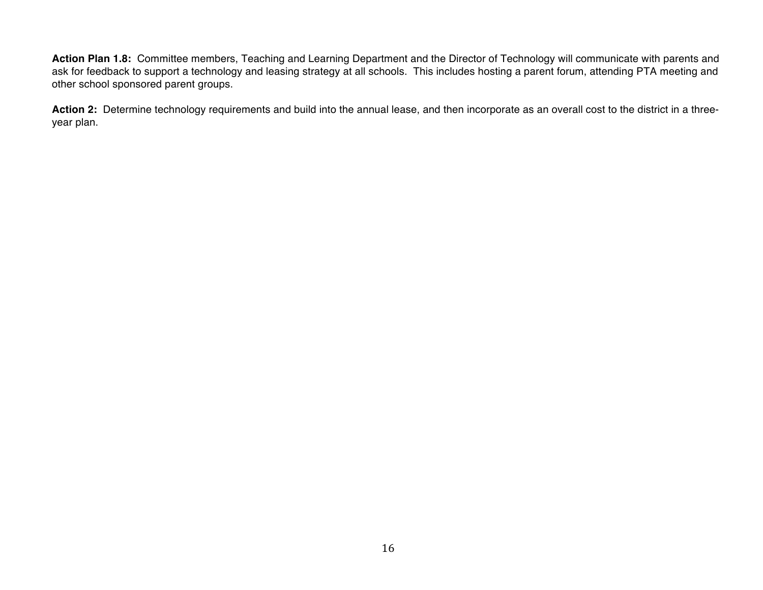**Action Plan 1.8:** Committee members, Teaching and Learning Department and the Director of Technology will communicate with parents and ask for feedback to support a technology and leasing strategy at all schools. This includes hosting a parent forum, attending PTA meeting and other school sponsored parent groups.

**Action 2:** Determine technology requirements and build into the annual lease, and then incorporate as an overall cost to the district in a three-year plan.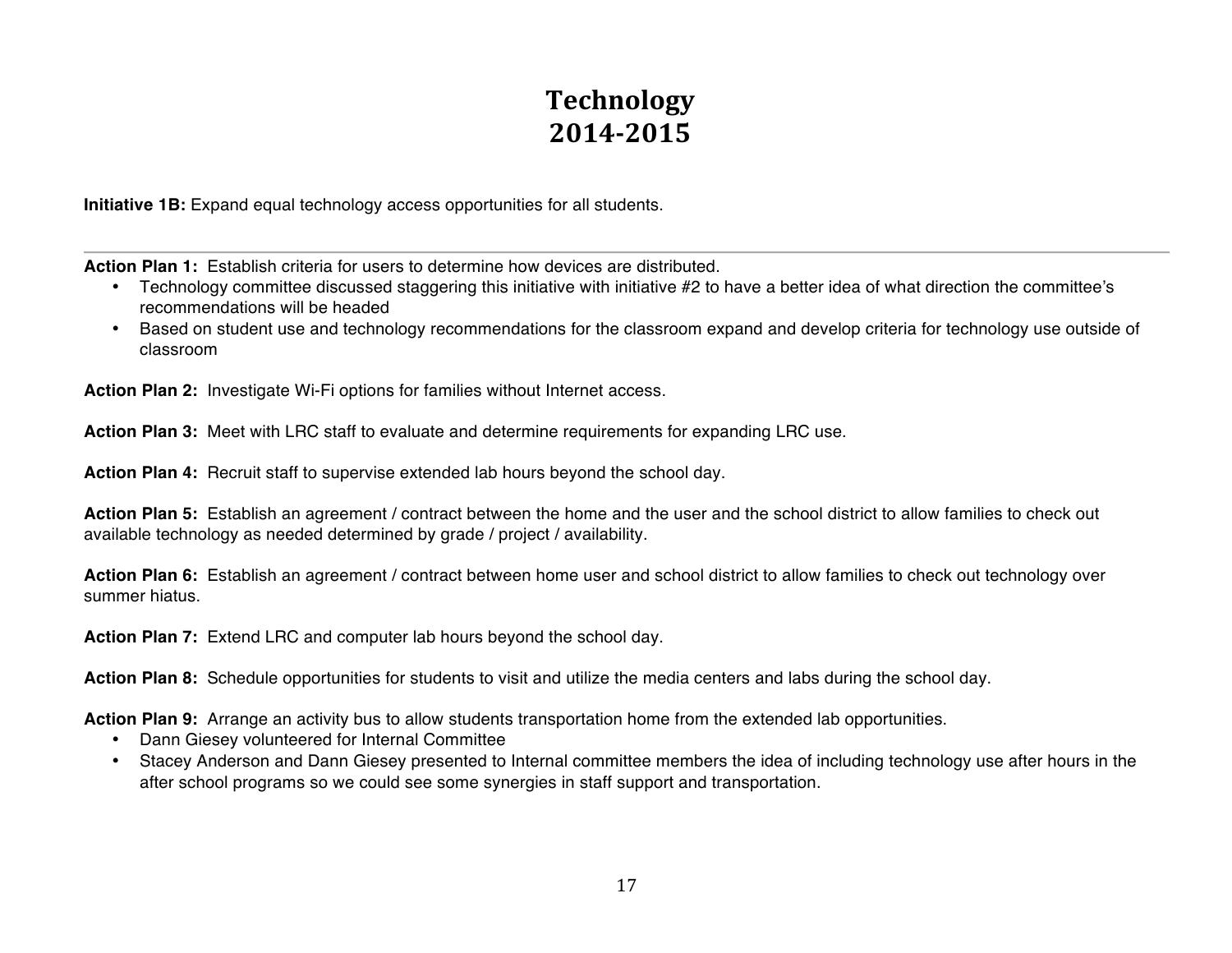# Technology
# 2014-2015

**Initiative 1B:** Expand equal technology access opportunities for all students.

---

**Action Plan 1:** Establish criteria for users to determine how devices are distributed.

- Technology committee discussed staggering this initiative with initiative #2 to have a better idea of what direction the committee's recommendations will be headed
- Based on student use and technology recommendations for the classroom expand and develop criteria for technology use outside of classroom

**Action Plan 2:** Investigate Wi-Fi options for families without Internet access.

**Action Plan 3:** Meet with LRC staff to evaluate and determine requirements for expanding LRC use.

**Action Plan 4:** Recruit staff to supervise extended lab hours beyond the school day.

**Action Plan 5:** Establish an agreement / contract between the home and the user and the school district to allow families to check out available technology as needed determined by grade / project / availability.

**Action Plan 6:** Establish an agreement / contract between home user and school district to allow families to check out technology over summer hiatus.

**Action Plan 7:** Extend LRC and computer lab hours beyond the school day.

**Action Plan 8:** Schedule opportunities for students to visit and utilize the media centers and labs during the school day.

**Action Plan 9:** Arrange an activity bus to allow students transportation home from the extended lab opportunities.

- Dann Giesey volunteered for Internal Committee
- Stacey Anderson and Dann Giesey presented to Internal committee members the idea of including technology use after hours in the after school programs so we could see some synergies in staff support and transportation.